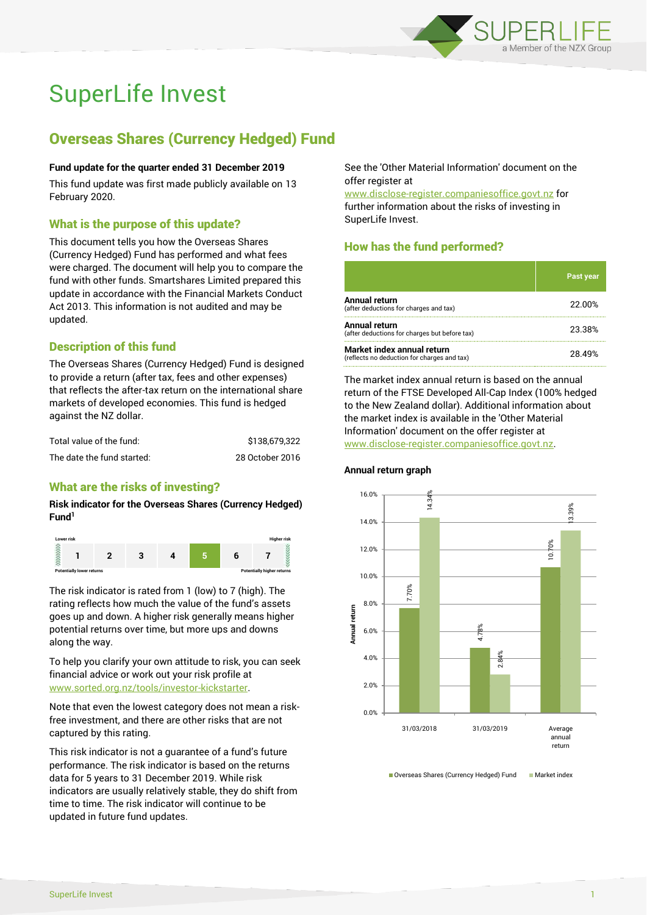# SuperLife Invest

## Overseas Shares (Currency Hedged) Fund

**Fund update for the quarter ended 31 December 2019**

This fund update was first made publicly available on 13 February 2020.

### What is the purpose of this update?

This document tells you how the Overseas Shares (Currency Hedged) Fund has performed and what fees were charged. The document will help you to compare the fund with other funds. Smartshares Limited prepared this update in accordance with the Financial Markets Conduct Act 2013. This information is not audited and may be updated.

### Description of this fund

The Overseas Shares (Currency Hedged) Fund is designed to provide a return (after tax, fees and other expenses) that reflects the after-tax return on the international share markets of developed economies. This fund is hedged against the NZ dollar.

| | |
|---|---|
| Total value of the fund: | $138,679,322 |
| The date the fund started: | 28 October 2016 |

### What are the risks of investing?

**Risk indicator for the Overseas Shares (Currency Hedged) Fund[1]**

| Lower risk | | | | | | Higher risk |
|---|---|---|---|---|---|---|
| 1 | 2 | 3 | 4 | **5** | 6 | 7 |
| Potentially lower returns | | | | | | Potentially higher returns |

The risk indicator is rated from 1 (low) to 7 (high). The rating reflects how much the value of the fund's assets goes up and down. A higher risk generally means higher potential returns over time, but more ups and downs along the way.

To help you clarify your own attitude to risk, you can seek financial advice or work out your risk profile at www.sorted.org.nz/tools/investor-kickstarter.

Note that even the lowest category does not mean a risk-free investment, and there are other risks that are not captured by this rating.

This risk indicator is not a guarantee of a fund's future performance. The risk indicator is based on the returns data for 5 years to 31 December 2019. While risk indicators are usually relatively stable, they do shift from time to time. The risk indicator will continue to be updated in future fund updates.

See the 'Other Material Information' document on the offer register at www.disclose-register.companiesoffice.govt.nz for further information about the risks of investing in SuperLife Invest.

### How has the fund performed?

| | Past year |
|---|---|
| **Annual return** (after deductions for charges and tax) | 22.00% |
| **Annual return** (after deductions for charges but before tax) | 23.38% |
| **Market index annual return** (reflects no deduction for charges and tax) | 28.49% |

The market index annual return is based on the annual return of the FTSE Developed All-Cap Index (100% hedged to the New Zealand dollar). Additional information about the market index is available in the 'Other Material Information' document on the offer register at www.disclose-register.companiesoffice.govt.nz.

**Annual return graph**

| | Overseas Shares (Currency Hedged) Fund | Market index |
|---|---|---|
| 31/03/2018 | 7.70% | 14.34% |
| 31/03/2019 | 4.78% | 2.84% |
| Average annual return | 10.70% | 13.39% |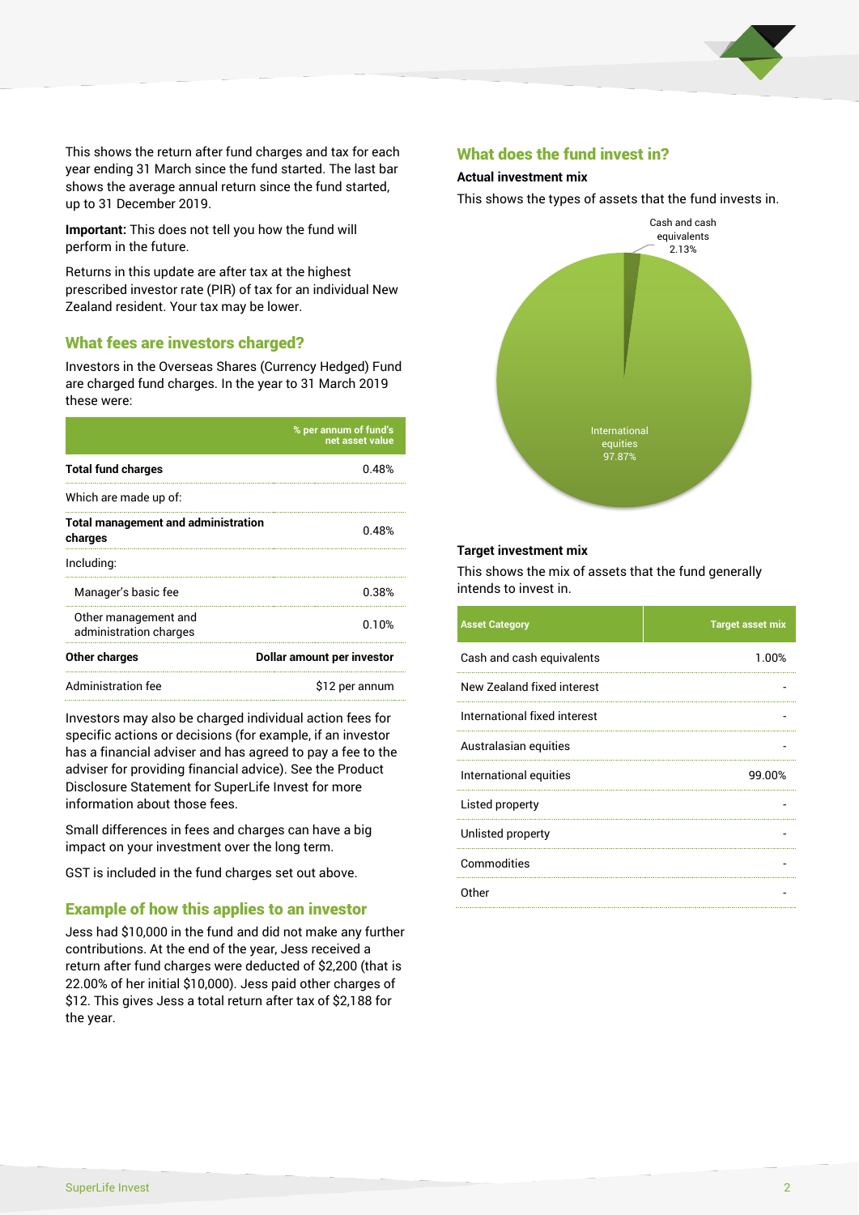This shows the return after fund charges and tax for each year ending 31 March since the fund started. The last bar shows the average annual return since the fund started, up to 31 December 2019.

**Important:** This does not tell you how the fund will perform in the future.

Returns in this update are after tax at the highest prescribed investor rate (PIR) of tax for an individual New Zealand resident. Your tax may be lower.

## What fees are investors charged?

Investors in the Overseas Shares (Currency Hedged) Fund are charged fund charges. In the year to 31 March 2019 these were:

| | % per annum of fund's net asset value |
|---|---|
| **Total fund charges** | 0.48% |
| Which are made up of: | |
| **Total management and administration charges** | 0.48% |
| Including: | |
| Manager's basic fee | 0.38% |
| Other management and administration charges | 0.10% |
| **Other charges** | **Dollar amount per investor** |
| Administration fee | $12 per annum |

Investors may also be charged individual action fees for specific actions or decisions (for example, if an investor has a financial adviser and has agreed to pay a fee to the adviser for providing financial advice). See the Product Disclosure Statement for SuperLife Invest for more information about those fees.

Small differences in fees and charges can have a big impact on your investment over the long term.

GST is included in the fund charges set out above.

## Example of how this applies to an investor

Jess had $10,000 in the fund and did not make any further contributions. At the end of the year, Jess received a return after fund charges were deducted of $2,200 (that is 22.00% of her initial $10,000). Jess paid other charges of $12. This gives Jess a total return after tax of $2,188 for the year.

## What does the fund invest in?

### Actual investment mix

This shows the types of assets that the fund invests in.

- Cash and cash equivalents: 2.13%
- International equities: 97.87%

### Target investment mix

This shows the mix of assets that the fund generally intends to invest in.

| Asset Category | Target asset mix |
|---|---|
| Cash and cash equivalents | 1.00% |
| New Zealand fixed interest | - |
| International fixed interest | - |
| Australasian equities | - |
| International equities | 99.00% |
| Listed property | - |
| Unlisted property | - |
| Commodities | - |
| Other | - |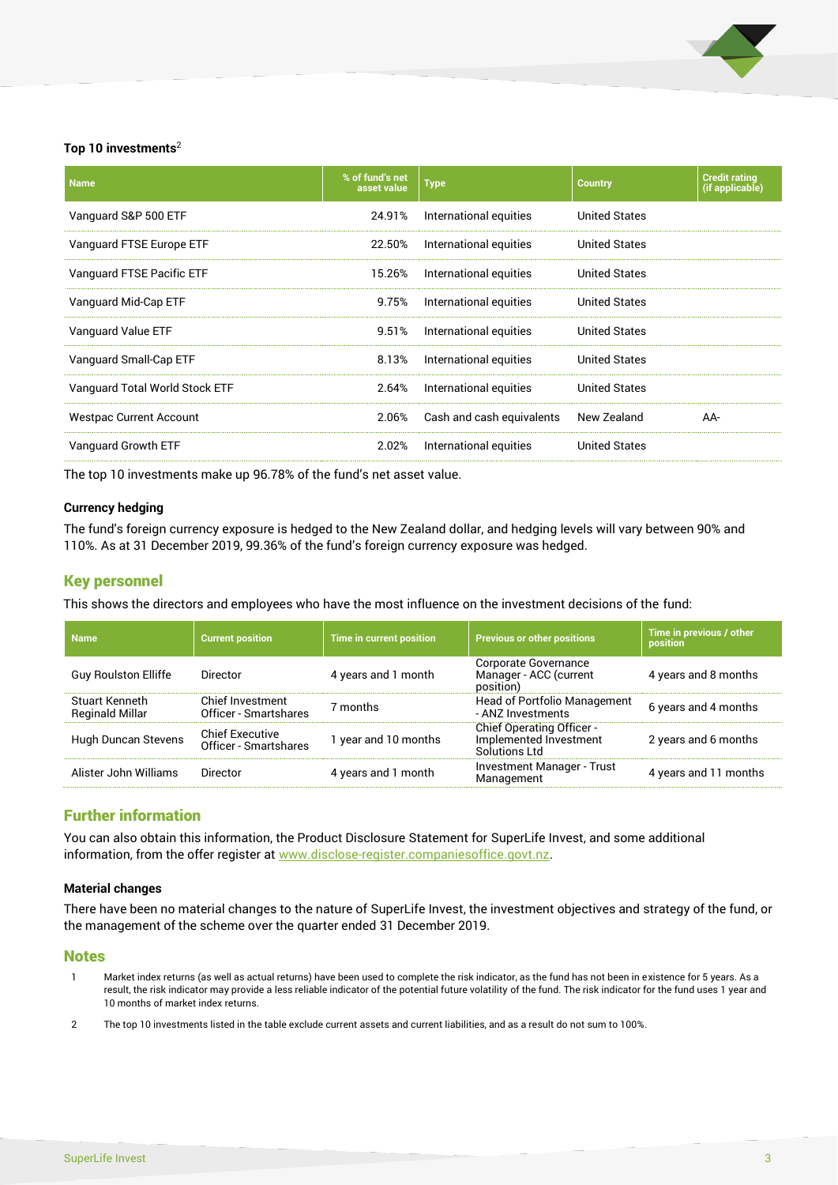#### Top 10 investments[2]

| Name | % of fund's net asset value | Type | Country | Credit rating (if applicable) |
|---|---|---|---|---|
| Vanguard S&P 500 ETF | 24.91% | International equities | United States | |
| Vanguard FTSE Europe ETF | 22.50% | International equities | United States | |
| Vanguard FTSE Pacific ETF | 15.26% | International equities | United States | |
| Vanguard Mid-Cap ETF | 9.75% | International equities | United States | |
| Vanguard Value ETF | 9.51% | International equities | United States | |
| Vanguard Small-Cap ETF | 8.13% | International equities | United States | |
| Vanguard Total World Stock ETF | 2.64% | International equities | United States | |
| Westpac Current Account | 2.06% | Cash and cash equivalents | New Zealand | AA- |
| Vanguard Growth ETF | 2.02% | International equities | United States | |

The top 10 investments make up 96.78% of the fund's net asset value.

#### Currency hedging

The fund's foreign currency exposure is hedged to the New Zealand dollar, and hedging levels will vary between 90% and 110%. As at 31 December 2019, 99.36% of the fund's foreign currency exposure was hedged.

## Key personnel

This shows the directors and employees who have the most influence on the investment decisions of the fund:

| Name | Current position | Time in current position | Previous or other positions | Time in previous / other position |
|---|---|---|---|---|
| Guy Roulston Elliffe | Director | 4 years and 1 month | Corporate Governance Manager - ACC (current position) | 4 years and 8 months |
| Stuart Kenneth Reginald Millar | Chief Investment Officer - Smartshares | 7 months | Head of Portfolio Management - ANZ Investments | 6 years and 4 months |
| Hugh Duncan Stevens | Chief Executive Officer - Smartshares | 1 year and 10 months | Chief Operating Officer - Implemented Investment Solutions Ltd | 2 years and 6 months |
| Alister John Williams | Director | 4 years and 1 month | Investment Manager - Trust Management | 4 years and 11 months |

## Further information

You can also obtain this information, the Product Disclosure Statement for SuperLife Invest, and some additional information, from the offer register at www.disclose-register.companiesoffice.govt.nz.

#### Material changes

There have been no material changes to the nature of SuperLife Invest, the investment objectives and strategy of the fund, or the management of the scheme over the quarter ended 31 December 2019.

## Notes

1. Market index returns (as well as actual returns) have been used to complete the risk indicator, as the fund has not been in existence for 5 years. As a result, the risk indicator may provide a less reliable indicator of the potential future volatility of the fund. The risk indicator for the fund uses 1 year and 10 months of market index returns.

2. The top 10 investments listed in the table exclude current assets and current liabilities, and as a result do not sum to 100%.